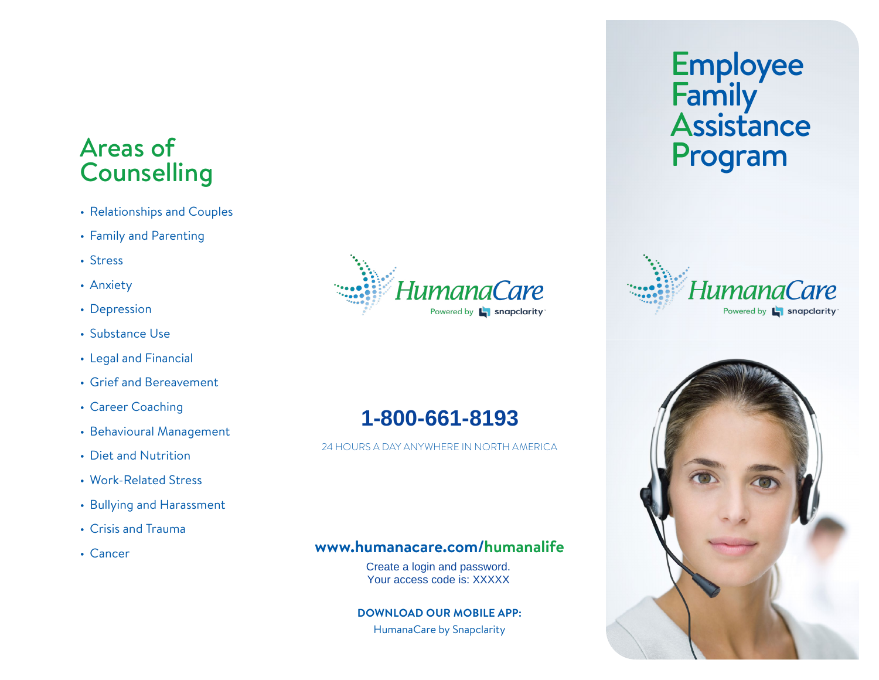## Areas of Counselling

- Relationships and Couples
- Family and Parenting
- Stress
- Anxiety
- Depression
- Substance Use
- Legal and Financial
- Grief and Bereavement
- Career Coaching
- Behavioural Management
- Diet and Nutrition
- Work-Related Stress
- Bullying and Harassment
- Crisis and Trauma
- Cancer

HumanaCare
Powered by snapclarity

**1-800-661-8193**

24 HOURS A DAY ANYWHERE IN NORTH AMERICA

**www.humanacare.com/humanalife**

Create a login and password.
Your access code is: XXXXX

**DOWNLOAD OUR MOBILE APP:**

HumanaCare by Snapclarity

# Employee Family Assistance Program

HumanaCare
Powered by snapclarity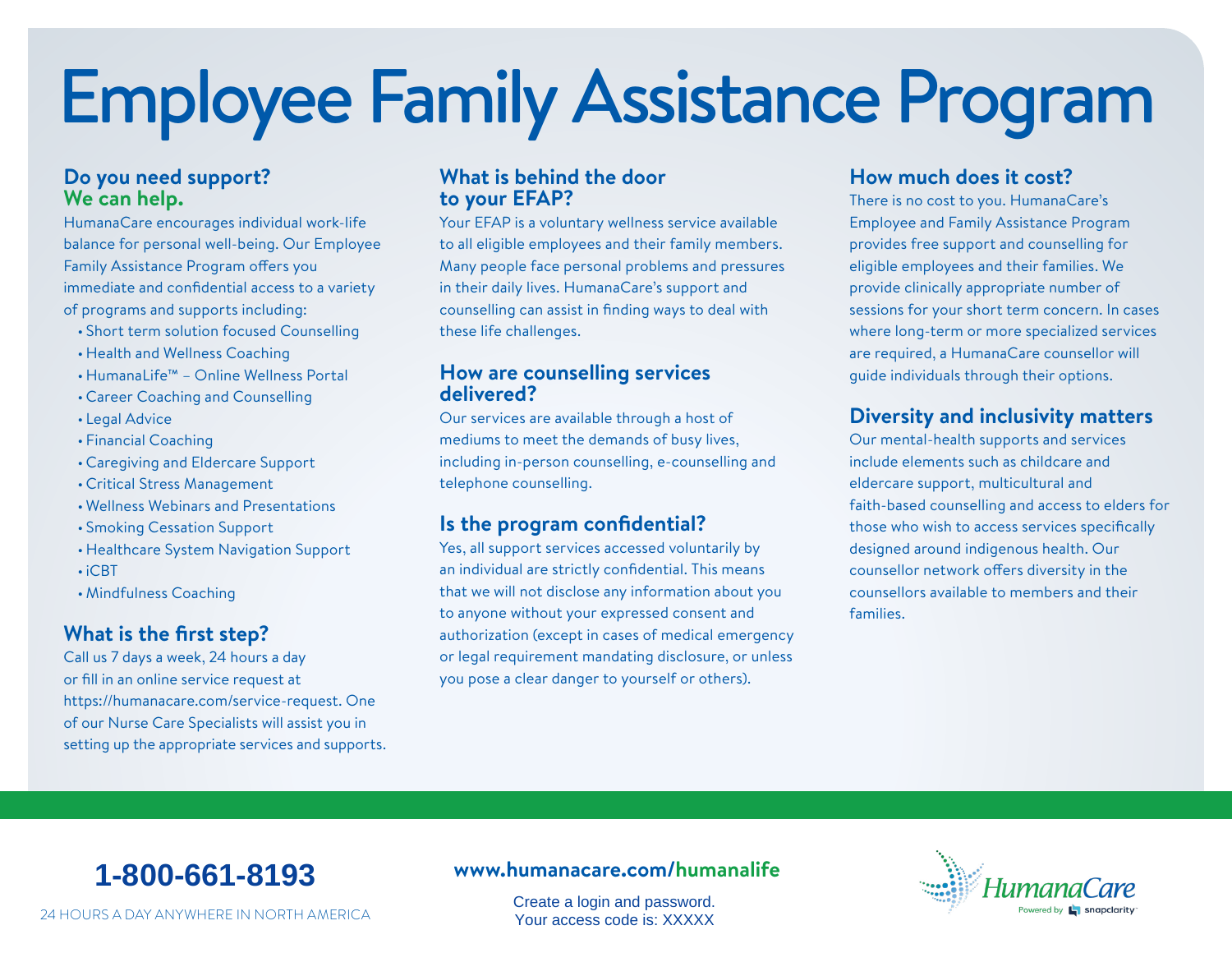# Employee Family Assistance Program

## Do you need support? We can help.

HumanaCare encourages individual work-life balance for personal well-being. Our Employee Family Assistance Program offers you immediate and confidential access to a variety of programs and supports including:

- Short term solution focused Counselling
- Health and Wellness Coaching
- HumanaLife™ – Online Wellness Portal
- Career Coaching and Counselling
- Legal Advice
- Financial Coaching
- Caregiving and Eldercare Support
- Critical Stress Management
- Wellness Webinars and Presentations
- Smoking Cessation Support
- Healthcare System Navigation Support
- iCBT
- Mindfulness Coaching

## What is the first step?

Call us 7 days a week, 24 hours a day or fill in an online service request at https://humanacare.com/service-request. One of our Nurse Care Specialists will assist you in setting up the appropriate services and supports.

## What is behind the door to your EFAP?

Your EFAP is a voluntary wellness service available to all eligible employees and their family members. Many people face personal problems and pressures in their daily lives. HumanaCare's support and counselling can assist in finding ways to deal with these life challenges.

## How are counselling services delivered?

Our services are available through a host of mediums to meet the demands of busy lives, including in-person counselling, e-counselling and telephone counselling.

## Is the program confidential?

Yes, all support services accessed voluntarily by an individual are strictly confidential. This means that we will not disclose any information about you to anyone without your expressed consent and authorization (except in cases of medical emergency or legal requirement mandating disclosure, or unless you pose a clear danger to yourself or others).

## How much does it cost?

There is no cost to you. HumanaCare's Employee and Family Assistance Program provides free support and counselling for eligible employees and their families. We provide clinically appropriate number of sessions for your short term concern. In cases where long-term or more specialized services are required, a HumanaCare counsellor will guide individuals through their options.

## Diversity and inclusivity matters

Our mental-health supports and services include elements such as childcare and eldercare support, multicultural and faith-based counselling and access to elders for those who wish to access services specifically designed around indigenous health. Our counsellor network offers diversity in the counsellors available to members and their families.

**1-800-661-8193**

24 HOURS A DAY ANYWHERE IN NORTH AMERICA

**www.humanacare.com/humanalife**

Create a login and password.
Your access code is: XXXXX

HumanaCare
Powered by snapclarity